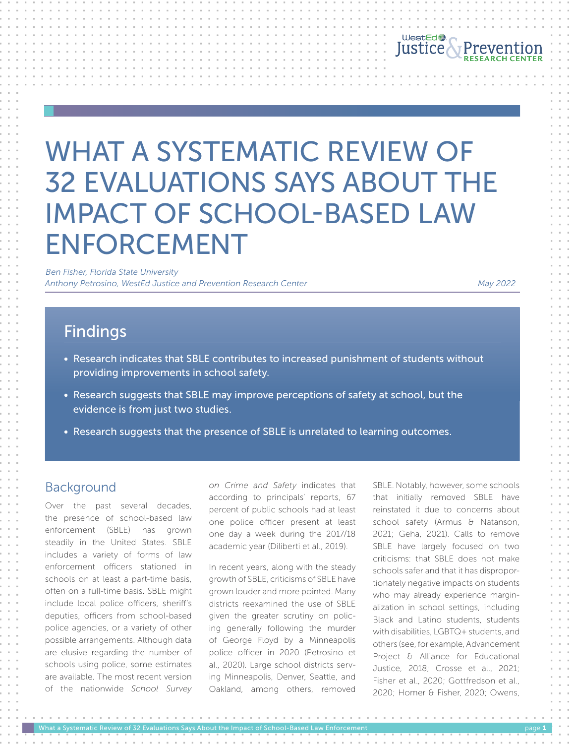# WHAT A SYSTEMATIC REVIEW OF 32 EVALUATIONS SAYS ABOUT THE IMPACT OF SCHOOL-BASED LAW ENFORCEMENT

*Ben Fisher, Florida State University*
*Anthony Petrosino, WestEd Justice and Prevention Research Center*

*May 2022*

## Findings

- Research indicates that SBLE contributes to increased punishment of students without providing improvements in school safety.
- Research suggests that SBLE may improve perceptions of safety at school, but the evidence is from just two studies.
- Research suggests that the presence of SBLE is unrelated to learning outcomes.

## Background

Over the past several decades, the presence of school-based law enforcement (SBLE) has grown steadily in the United States. SBLE includes a variety of forms of law enforcement officers stationed in schools on at least a part-time basis, often on a full-time basis. SBLE might include local police officers, sheriff's deputies, officers from school-based police agencies, or a variety of other possible arrangements. Although data are elusive regarding the number of schools using police, some estimates are available. The most recent version of the nationwide *School Survey on Crime and Safety* indicates that according to principals' reports, 67 percent of public schools had at least one police officer present at least one day a week during the 2017/18 academic year (Diliberti et al., 2019).

In recent years, along with the steady growth of SBLE, criticisms of SBLE have grown louder and more pointed. Many districts reexamined the use of SBLE given the greater scrutiny on policing generally following the murder of George Floyd by a Minneapolis police officer in 2020 (Petrosino et al., 2020). Large school districts serving Minneapolis, Denver, Seattle, and Oakland, among others, removed SBLE. Notably, however, some schools that initially removed SBLE have reinstated it due to concerns about school safety (Armus & Natanson, 2021; Geha, 2021). Calls to remove SBLE have largely focused on two criticisms: that SBLE does not make schools safer and that it has disproportionately negative impacts on students who may already experience marginalization in school settings, including Black and Latino students, students with disabilities, LGBTQ+ students, and others (see, for example, Advancement Project & Alliance for Educational Justice, 2018; Crosse et al., 2021; Fisher et al., 2020; Gottfredson et al., 2020; Homer & Fisher, 2020; Owens,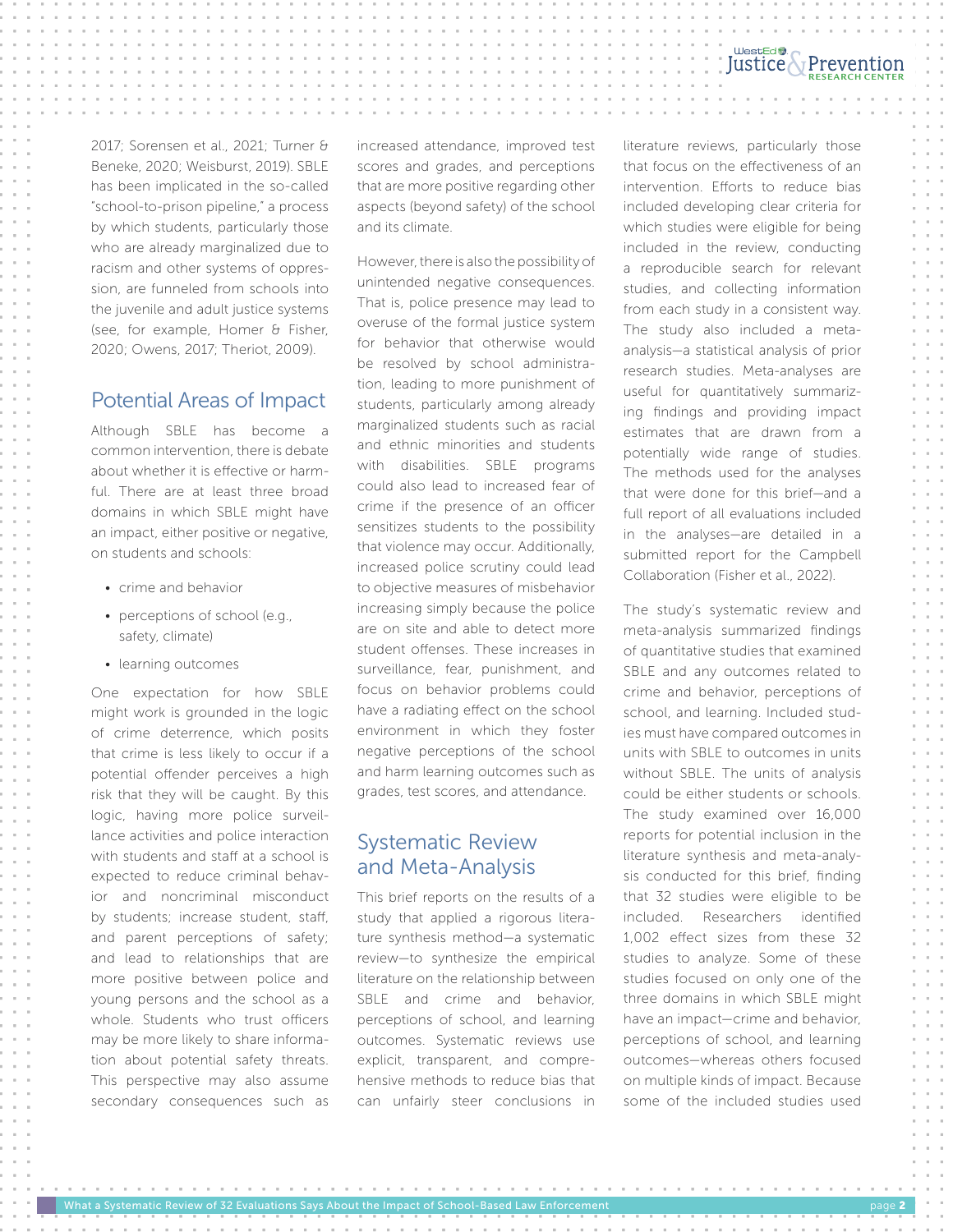2017; Sorensen et al., 2021; Turner & Beneke, 2020; Weisburst, 2019). SBLE has been implicated in the so-called "school-to-prison pipeline," a process by which students, particularly those who are already marginalized due to racism and other systems of oppression, are funneled from schools into the juvenile and adult justice systems (see, for example, Homer & Fisher, 2020; Owens, 2017; Theriot, 2009).

## Potential Areas of Impact

Although SBLE has become a common intervention, there is debate about whether it is effective or harmful. There are at least three broad domains in which SBLE might have an impact, either positive or negative, on students and schools:

- crime and behavior
- perceptions of school (e.g., safety, climate)
- learning outcomes

One expectation for how SBLE might work is grounded in the logic of crime deterrence, which posits that crime is less likely to occur if a potential offender perceives a high risk that they will be caught. By this logic, having more police surveillance activities and police interaction with students and staff at a school is expected to reduce criminal behavior and noncriminal misconduct by students; increase student, staff, and parent perceptions of safety; and lead to relationships that are more positive between police and young persons and the school as a whole. Students who trust officers may be more likely to share information about potential safety threats. This perspective may also assume secondary consequences such as increased attendance, improved test scores and grades, and perceptions that are more positive regarding other aspects (beyond safety) of the school and its climate.

However, there is also the possibility of unintended negative consequences. That is, police presence may lead to overuse of the formal justice system for behavior that otherwise would be resolved by school administration, leading to more punishment of students, particularly among already marginalized students such as racial and ethnic minorities and students with disabilities. SBLE programs could also lead to increased fear of crime if the presence of an officer sensitizes students to the possibility that violence may occur. Additionally, increased police scrutiny could lead to objective measures of misbehavior increasing simply because the police are on site and able to detect more student offenses. These increases in surveillance, fear, punishment, and focus on behavior problems could have a radiating effect on the school environment in which they foster negative perceptions of the school and harm learning outcomes such as grades, test scores, and attendance.

## Systematic Review and Meta-Analysis

This brief reports on the results of a study that applied a rigorous literature synthesis method—a systematic review—to synthesize the empirical literature on the relationship between SBLE and crime and behavior, perceptions of school, and learning outcomes. Systematic reviews use explicit, transparent, and comprehensive methods to reduce bias that can unfairly steer conclusions in literature reviews, particularly those that focus on the effectiveness of an intervention. Efforts to reduce bias included developing clear criteria for which studies were eligible for being included in the review, conducting a reproducible search for relevant studies, and collecting information from each study in a consistent way. The study also included a meta-analysis—a statistical analysis of prior research studies. Meta-analyses are useful for quantitatively summarizing findings and providing impact estimates that are drawn from a potentially wide range of studies. The methods used for the analyses that were done for this brief—and a full report of all evaluations included in the analyses—are detailed in a submitted report for the Campbell Collaboration (Fisher et al., 2022).

The study's systematic review and meta-analysis summarized findings of quantitative studies that examined SBLE and any outcomes related to crime and behavior, perceptions of school, and learning. Included studies must have compared outcomes in units with SBLE to outcomes in units without SBLE. The units of analysis could be either students or schools. The study examined over 16,000 reports for potential inclusion in the literature synthesis and meta-analysis conducted for this brief, finding that 32 studies were eligible to be included. Researchers identified 1,002 effect sizes from these 32 studies to analyze. Some of these studies focused on only one of the three domains in which SBLE might have an impact—crime and behavior, perceptions of school, and learning outcomes—whereas others focused on multiple kinds of impact. Because some of the included studies used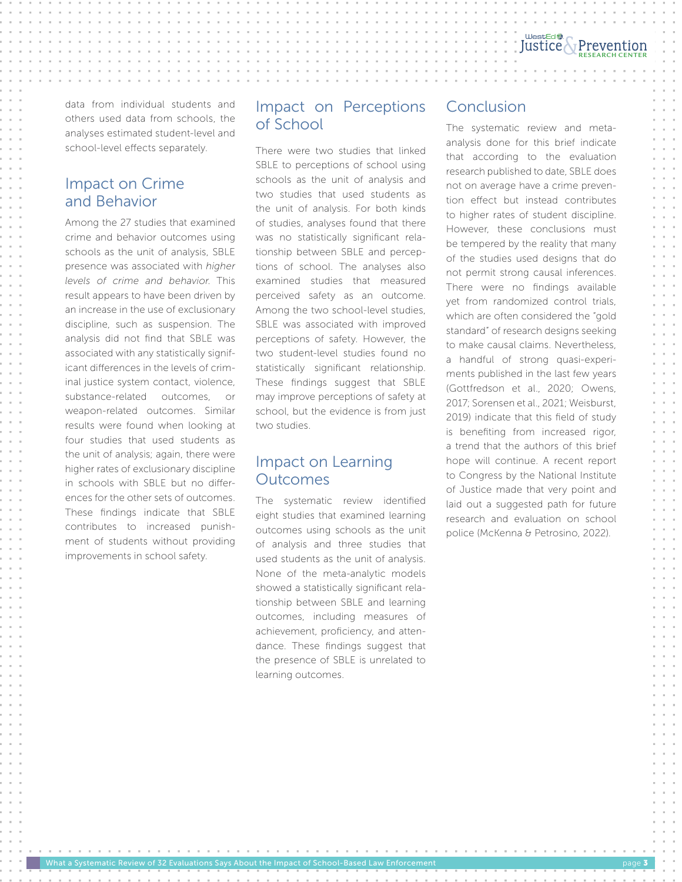data from individual students and others used data from schools, the analyses estimated student-level and school-level effects separately.

## Impact on Crime and Behavior

Among the 27 studies that examined crime and behavior outcomes using schools as the unit of analysis, SBLE presence was associated with *higher levels of crime and behavior*. This result appears to have been driven by an increase in the use of exclusionary discipline, such as suspension. The analysis did not find that SBLE was associated with any statistically significant differences in the levels of criminal justice system contact, violence, substance-related outcomes, or weapon-related outcomes. Similar results were found when looking at four studies that used students as the unit of analysis; again, there were higher rates of exclusionary discipline in schools with SBLE but no differences for the other sets of outcomes. These findings indicate that SBLE contributes to increased punishment of students without providing improvements in school safety.

## Impact on Perceptions of School

There were two studies that linked SBLE to perceptions of school using schools as the unit of analysis and two studies that used students as the unit of analysis. For both kinds of studies, analyses found that there was no statistically significant relationship between SBLE and perceptions of school. The analyses also examined studies that measured perceived safety as an outcome. Among the two school-level studies, SBLE was associated with improved perceptions of safety. However, the two student-level studies found no statistically significant relationship. These findings suggest that SBLE may improve perceptions of safety at school, but the evidence is from just two studies.

## Impact on Learning Outcomes

The systematic review identified eight studies that examined learning outcomes using schools as the unit of analysis and three studies that used students as the unit of analysis. None of the meta-analytic models showed a statistically significant relationship between SBLE and learning outcomes, including measures of achievement, proficiency, and attendance. These findings suggest that the presence of SBLE is unrelated to learning outcomes.

## Conclusion

The systematic review and meta-analysis done for this brief indicate that according to the evaluation research published to date, SBLE does not on average have a crime prevention effect but instead contributes to higher rates of student discipline. However, these conclusions must be tempered by the reality that many of the studies used designs that do not permit strong causal inferences. There were no findings available yet from randomized control trials, which are often considered the "gold standard" of research designs seeking to make causal claims. Nevertheless, a handful of strong quasi-experiments published in the last few years (Gottfredson et al., 2020; Owens, 2017; Sorensen et al., 2021; Weisburst, 2019) indicate that this field of study is benefiting from increased rigor, a trend that the authors of this brief hope will continue. A recent report to Congress by the National Institute of Justice made that very point and laid out a suggested path for future research and evaluation on school police (McKenna & Petrosino, 2022).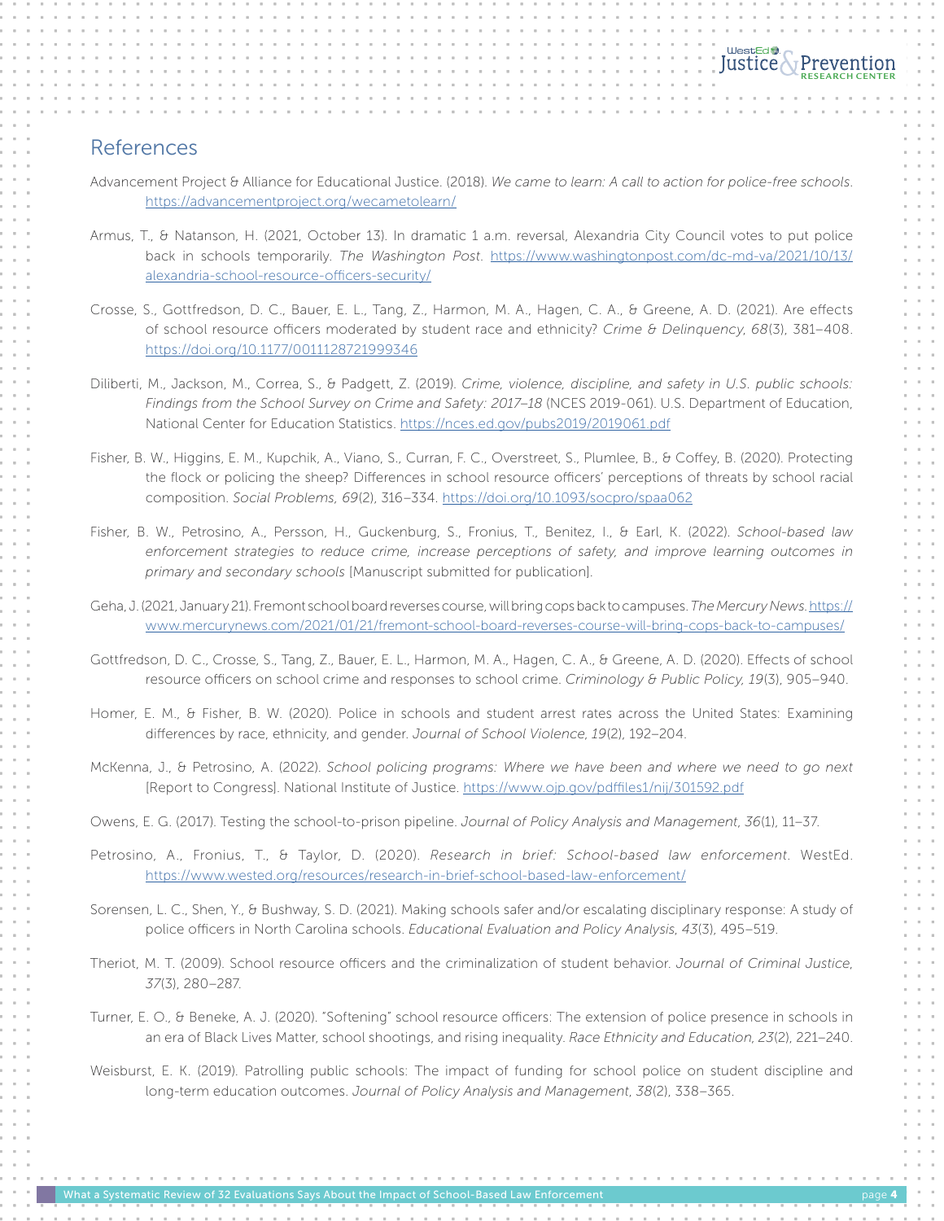## References

Advancement Project & Alliance for Educational Justice. (2018). *We came to learn: A call to action for police-free schools*. https://advancementproject.org/wecametolearn/

Armus, T., & Natanson, H. (2021, October 13). In dramatic 1 a.m. reversal, Alexandria City Council votes to put police back in schools temporarily. *The Washington Post*. https://www.washingtonpost.com/dc-md-va/2021/10/13/alexandria-school-resource-officers-security/

Crosse, S., Gottfredson, D. C., Bauer, E. L., Tang, Z., Harmon, M. A., Hagen, C. A., & Greene, A. D. (2021). Are effects of school resource officers moderated by student race and ethnicity? *Crime & Delinquency*, *68*(3), 381–408. https://doi.org/10.1177/0011128721999346

Diliberti, M., Jackson, M., Correa, S., & Padgett, Z. (2019). *Crime, violence, discipline, and safety in U.S. public schools: Findings from the School Survey on Crime and Safety: 2017–18* (NCES 2019-061). U.S. Department of Education, National Center for Education Statistics. https://nces.ed.gov/pubs2019/2019061.pdf

Fisher, B. W., Higgins, E. M., Kupchik, A., Viano, S., Curran, F. C., Overstreet, S., Plumlee, B., & Coffey, B. (2020). Protecting the flock or policing the sheep? Differences in school resource officers' perceptions of threats by school racial composition. *Social Problems, 69*(2), 316–334. https://doi.org/10.1093/socpro/spaa062

Fisher, B. W., Petrosino, A., Persson, H., Guckenburg, S., Fronius, T., Benitez, I., & Earl, K. (2022). *School-based law enforcement strategies to reduce crime, increase perceptions of safety, and improve learning outcomes in primary and secondary schools* [Manuscript submitted for publication].

Geha, J. (2021, January 21). Fremont school board reverses course, will bring cops back to campuses. *The Mercury News*. https://www.mercurynews.com/2021/01/21/fremont-school-board-reverses-course-will-bring-cops-back-to-campuses/

Gottfredson, D. C., Crosse, S., Tang, Z., Bauer, E. L., Harmon, M. A., Hagen, C. A., & Greene, A. D. (2020). Effects of school resource officers on school crime and responses to school crime. *Criminology & Public Policy, 19*(3), 905–940.

Homer, E. M., & Fisher, B. W. (2020). Police in schools and student arrest rates across the United States: Examining differences by race, ethnicity, and gender. *Journal of School Violence, 19*(2), 192–204.

McKenna, J., & Petrosino, A. (2022). *School policing programs: Where we have been and where we need to go next* [Report to Congress]. National Institute of Justice. https://www.ojp.gov/pdffiles1/nij/301592.pdf

Owens, E. G. (2017). Testing the school-to-prison pipeline. *Journal of Policy Analysis and Management*, *36*(1), 11–37.

Petrosino, A., Fronius, T., & Taylor, D. (2020). *Research in brief: School-based law enforcement*. WestEd. https://www.wested.org/resources/research-in-brief-school-based-law-enforcement/

Sorensen, L. C., Shen, Y., & Bushway, S. D. (2021). Making schools safer and/or escalating disciplinary response: A study of police officers in North Carolina schools. *Educational Evaluation and Policy Analysis, 43*(3), 495–519.

Theriot, M. T. (2009). School resource officers and the criminalization of student behavior. *Journal of Criminal Justice*, *37*(3), 280–287.

Turner, E. O., & Beneke, A. J. (2020). "Softening" school resource officers: The extension of police presence in schools in an era of Black Lives Matter, school shootings, and rising inequality. *Race Ethnicity and Education, 23*(2), 221–240.

Weisburst, E. K. (2019). Patrolling public schools: The impact of funding for school police on student discipline and long-term education outcomes. *Journal of Policy Analysis and Management*, *38*(2), 338–365.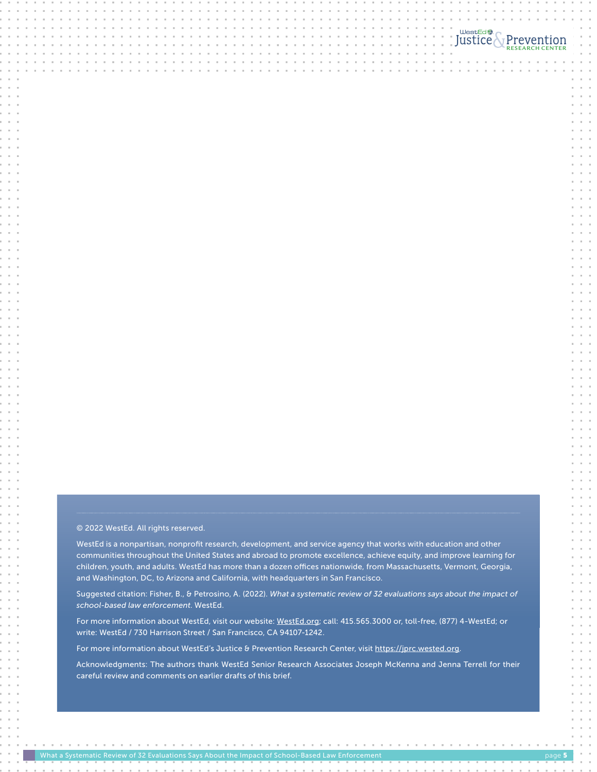© 2022 WestEd. All rights reserved.

WestEd is a nonpartisan, nonprofit research, development, and service agency that works with education and other communities throughout the United States and abroad to promote excellence, achieve equity, and improve learning for children, youth, and adults. WestEd has more than a dozen offices nationwide, from Massachusetts, Vermont, Georgia, and Washington, DC, to Arizona and California, with headquarters in San Francisco.

Suggested citation: Fisher, B., & Petrosino, A. (2022). *What a systematic review of 32 evaluations says about the impact of school-based law enforcement*. WestEd.

For more information about WestEd, visit our website: WestEd.org; call: 415.565.3000 or, toll-free, (877) 4-WestEd; or write: WestEd / 730 Harrison Street / San Francisco, CA 94107-1242.

For more information about WestEd's Justice & Prevention Research Center, visit https://jprc.wested.org.

Acknowledgments: The authors thank WestEd Senior Research Associates Joseph McKenna and Jenna Terrell for their careful review and comments on earlier drafts of this brief.